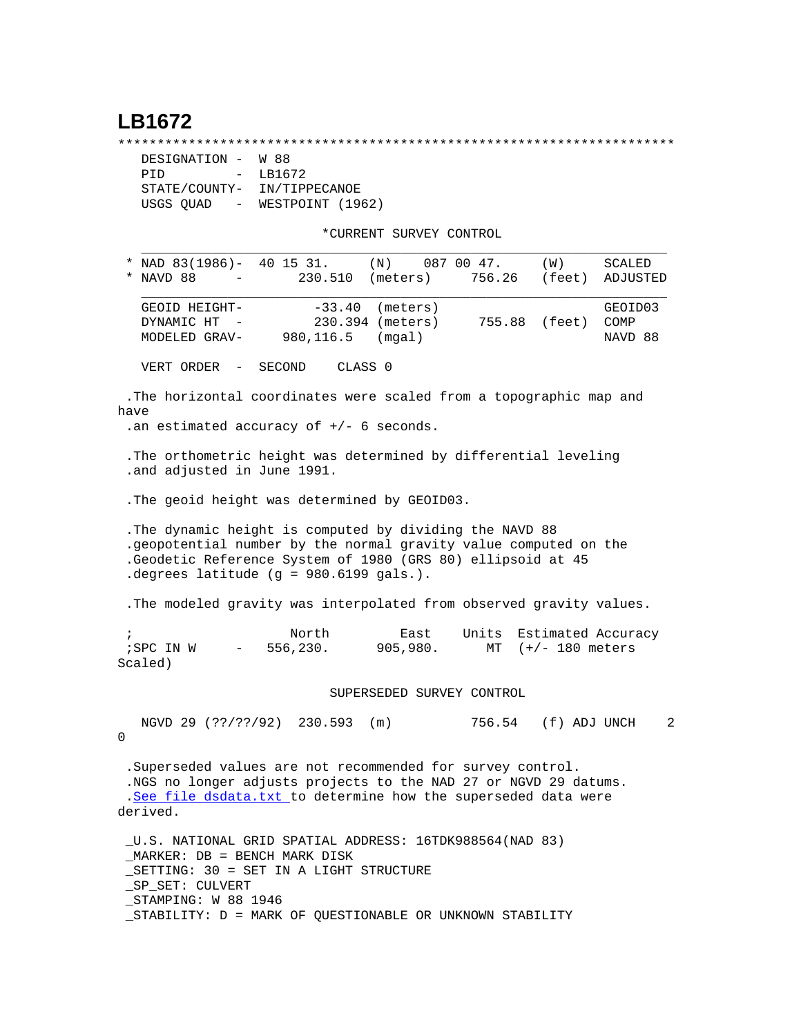# LB1672

```
***********************************************************************
   DESIGNATION -  W 88
   PID         -  LB1672
   STATE/COUNTY-  IN/TIPPECANOE
   USGS QUAD   -  WESTPOINT (1962)

                         *CURRENT SURVEY CONTROL
   ___________________________________________________________________
 * NAD 83(1986)-  40 15 31.     (N)    087 00 47.     (W)     SCALED
 * NAVD 88     -       230.510  (meters)     756.26   (feet)  ADJUSTED
   ___________________________________________________________________
   GEOID HEIGHT-        -33.40  (meters)                      GEOID03
   DYNAMIC HT  -        230.394 (meters)     755.88   (feet)  COMP
   MODELED GRAV-    980,116.5   (mgal)                        NAVD 88

   VERT ORDER  -  SECOND    CLASS 0

 .The horizontal coordinates were scaled from a topographic map and
have
 .an estimated accuracy of +/- 6 seconds.

 .The orthometric height was determined by differential leveling
 .and adjusted in June 1991.

 .The geoid height was determined by GEOID03.

 .The dynamic height is computed by dividing the NAVD 88
 .geopotential number by the normal gravity value computed on the
 .Geodetic Reference System of 1980 (GRS 80) ellipsoid at 45
 .degrees latitude (g = 980.6199 gals.).

 .The modeled gravity was interpolated from observed gravity values.

 ;                    North         East     Units  Estimated Accuracy
 ;SPC IN W     -   556,230.      905,980.     MT  (+/- 180 meters
Scaled)

                          SUPERSEDED SURVEY CONTROL

   NGVD 29 (??/??/92)  230.593  (m)          756.54   (f) ADJ UNCH    2
0

 .Superseded values are not recommended for survey control.
 .NGS no longer adjusts projects to the NAD 27 or NGVD 29 datums.
 .See file dsdata.txt to determine how the superseded data were
derived.

 _U.S. NATIONAL GRID SPATIAL ADDRESS: 16TDK988564(NAD 83)
 _MARKER: DB = BENCH MARK DISK
 _SETTING: 30 = SET IN A LIGHT STRUCTURE
 _SP_SET: CULVERT
 _STAMPING: W 88 1946
 _STABILITY: D = MARK OF QUESTIONABLE OR UNKNOWN STABILITY
```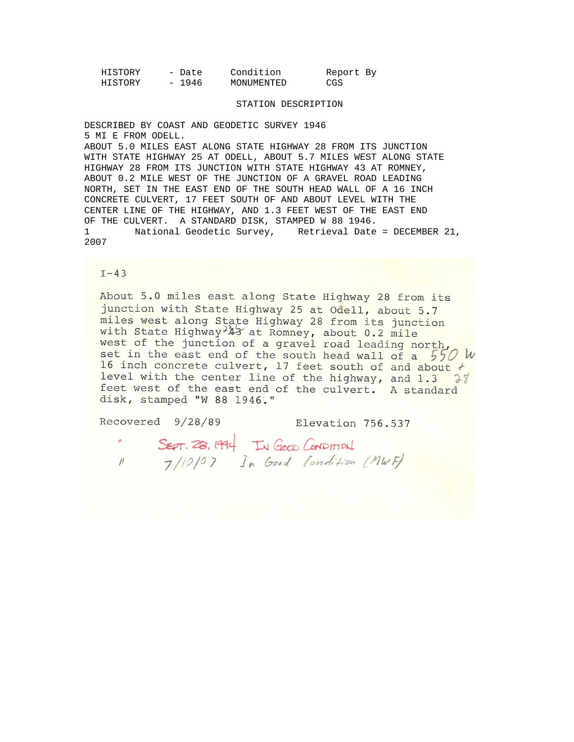| HISTORY | - Date | Condition | Report By |
| --- | --- | --- | --- |
| HISTORY | - 1946 | MONUMENTED | CGS |

STATION DESCRIPTION

DESCRIBED BY COAST AND GEODETIC SURVEY 1946
5 MI E FROM ODELL.
ABOUT 5.0 MILES EAST ALONG STATE HIGHWAY 28 FROM ITS JUNCTION WITH STATE HIGHWAY 25 AT ODELL, ABOUT 5.7 MILES WEST ALONG STATE HIGHWAY 28 FROM ITS JUNCTION WITH STATE HIGHWAY 43 AT ROMNEY, ABOUT 0.2 MILE WEST OF THE JUNCTION OF A GRAVEL ROAD LEADING NORTH, SET IN THE EAST END OF THE SOUTH HEAD WALL OF A 16 INCH CONCRETE CULVERT, 17 FEET SOUTH OF AND ABOUT LEVEL WITH THE CENTER LINE OF THE HIGHWAY, AND 1.3 FEET WEST OF THE EAST END OF THE CULVERT. A STANDARD DISK, STAMPED W 88 1946.

1 National Geodetic Survey, Retrieval Date = DECEMBER 21, 2007

I-43

About 5.0 miles east along State Highway 28 from its junction with State Highway 25 at Odell, about 5.7 miles west along State Highway 28 from its junction with State Highway ~~43~~ 231 at Romney, about 0.2 mile west of the junction of a gravel road leading north, set in the east end of the south head wall of a 16 inch concrete culvert, 17 feet south of and about level with the center line of the highway, and 1.3 feet west of the east end of the culvert. A standard disk, stamped "W 88 1946." 550 W & 28

Recovered 9/28/89 Elevation 756.537

" Sept. 28, 1994 In Good Condition

" 7/10/07 In Good Condition (MWF)